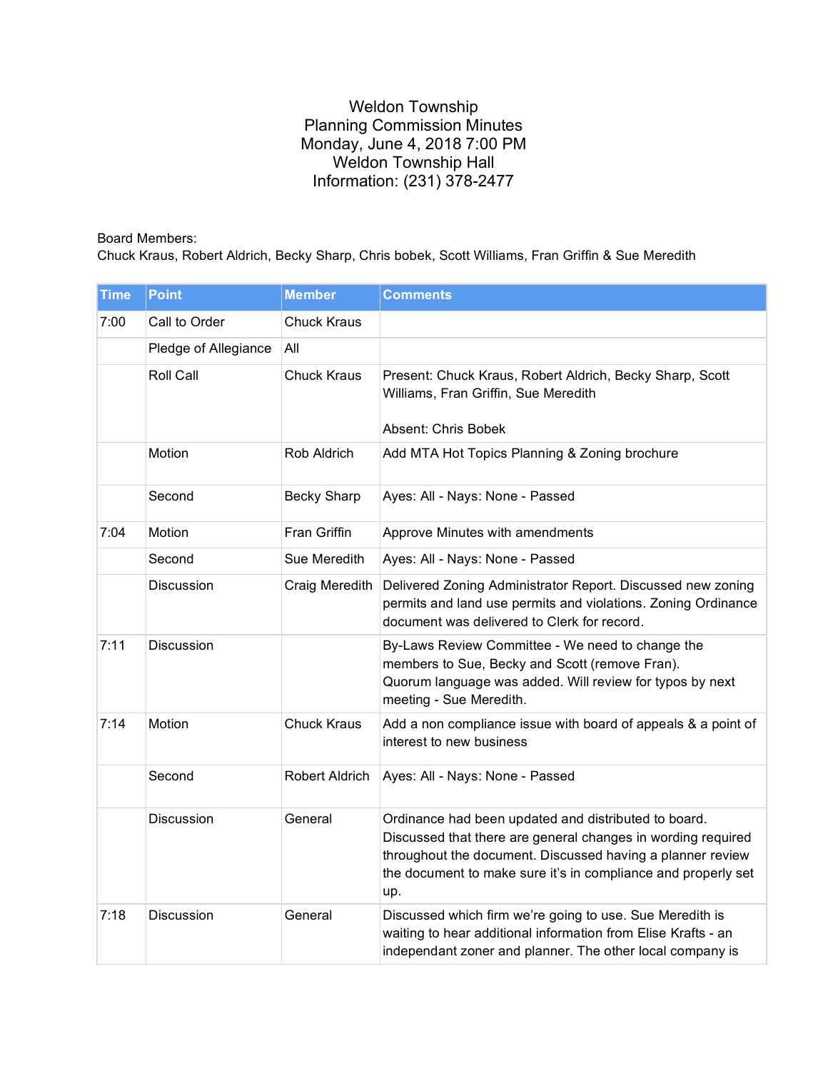# Weldon Township
## Planning Commission Minutes
Monday, June 4, 2018 7:00 PM
Weldon Township Hall
Information: (231) 378-2477

Board Members:
Chuck Kraus, Robert Aldrich, Becky Sharp, Chris bobek, Scott Williams, Fran Griffin & Sue Meredith

| Time | Point | Member | Comments |
|---|---|---|---|
| 7:00 | Call to Order | Chuck Kraus | |
| | Pledge of Allegiance | All | |
| | Roll Call | Chuck Kraus | Present: Chuck Kraus, Robert Aldrich, Becky Sharp, Scott Williams, Fran Griffin, Sue Meredith<br><br>Absent: Chris Bobek |
| | Motion | Rob Aldrich | Add MTA Hot Topics Planning & Zoning brochure |
| | Second | Becky Sharp | Ayes: All - Nays: None - Passed |
| 7:04 | Motion | Fran Griffin | Approve Minutes with amendments |
| | Second | Sue Meredith | Ayes: All - Nays: None - Passed |
| | Discussion | Craig Meredith | Delivered Zoning Administrator Report. Discussed new zoning permits and land use permits and violations. Zoning Ordinance document was delivered to Clerk for record. |
| 7:11 | Discussion | | By-Laws Review Committee - We need to change the members to Sue, Becky and Scott (remove Fran).<br>Quorum language was added. Will review for typos by next meeting - Sue Meredith. |
| 7:14 | Motion | Chuck Kraus | Add a non compliance issue with board of appeals & a point of interest to new business |
| | Second | Robert Aldrich | Ayes: All - Nays: None - Passed |
| | Discussion | General | Ordinance had been updated and distributed to board. Discussed that there are general changes in wording required throughout the document. Discussed having a planner review the document to make sure it's in compliance and properly set up. |
| 7:18 | Discussion | General | Discussed which firm we're going to use. Sue Meredith is waiting to hear additional information from Elise Krafts - an independant zoner and planner. The other local company is |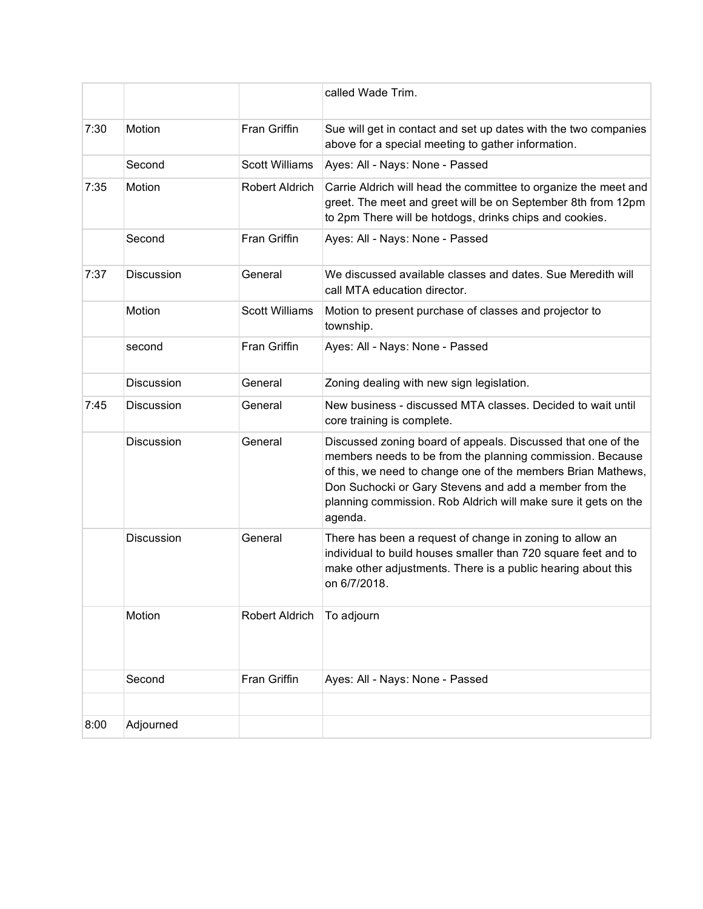| | | | |
|---|---|---|---|
| | | | called Wade Trim. |
| 7:30 | Motion | Fran Griffin | Sue will get in contact and set up dates with the two companies above for a special meeting to gather information. |
| | Second | Scott Williams | Ayes: All - Nays: None - Passed |
| 7:35 | Motion | Robert Aldrich | Carrie Aldrich will head the committee to organize the meet and greet. The meet and greet will be on September 8th from 12pm to 2pm There will be hotdogs, drinks chips and cookies. |
| | Second | Fran Griffin | Ayes: All - Nays: None - Passed |
| 7:37 | Discussion | General | We discussed available classes and dates. Sue Meredith will call MTA education director. |
| | Motion | Scott Williams | Motion to present purchase of classes and projector to township. |
| | second | Fran Griffin | Ayes: All - Nays: None - Passed |
| | Discussion | General | Zoning dealing with new sign legislation. |
| 7:45 | Discussion | General | New business - discussed MTA classes. Decided to wait until core training is complete. |
| | Discussion | General | Discussed zoning board of appeals. Discussed that one of the members needs to be from the planning commission. Because of this, we need to change one of the members Brian Mathews, Don Suchocki or Gary Stevens and add a member from the planning commission. Rob Aldrich will make sure it gets on the agenda. |
| | Discussion | General | There has been a request of change in zoning to allow an individual to build houses smaller than 720 square feet and to make other adjustments. There is a public hearing about this on 6/7/2018. |
| | Motion | Robert Aldrich | To adjourn |
| | Second | Fran Griffin | Ayes: All - Nays: None - Passed |
| | | | |
| 8:00 | Adjourned | | |